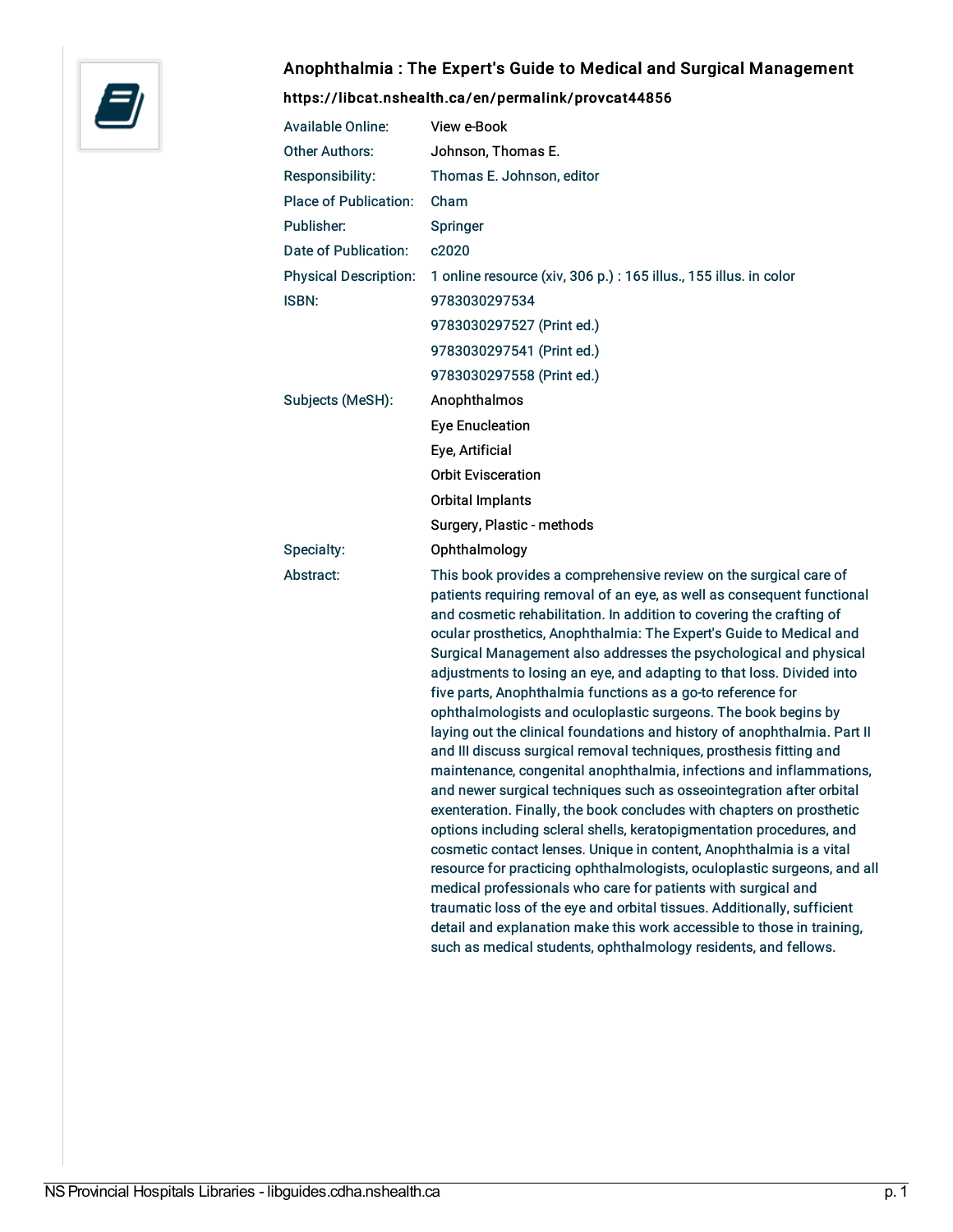# Anophthalmia : The Expert's Guide to Medical and Surgical Management

**https://libcat.nshealth.ca/en/permalink/provcat44856**

| | |
|---|---|
| Available Online: | View e-Book |
| Other Authors: | Johnson, Thomas E. |
| Responsibility: | Thomas E. Johnson, editor |
| Place of Publication: | Cham |
| Publisher: | Springer |
| Date of Publication: | c2020 |
| Physical Description: | 1 online resource (xiv, 306 p.) : 165 illus., 155 illus. in color |
| ISBN: | 9783030297534 |
| | 9783030297527 (Print ed.) |
| | 9783030297541 (Print ed.) |
| | 9783030297558 (Print ed.) |
| Subjects (MeSH): | Anophthalmos |
| | Eye Enucleation |
| | Eye, Artificial |
| | Orbit Evisceration |
| | Orbital Implants |
| | Surgery, Plastic - methods |
| Specialty: | Ophthalmology |
| Abstract: | This book provides a comprehensive review on the surgical care of patients requiring removal of an eye, as well as consequent functional and cosmetic rehabilitation. In addition to covering the crafting of ocular prosthetics, Anophthalmia: The Expert's Guide to Medical and Surgical Management also addresses the psychological and physical adjustments to losing an eye, and adapting to that loss. Divided into five parts, Anophthalmia functions as a go-to reference for ophthalmologists and oculoplastic surgeons. The book begins by laying out the clinical foundations and history of anophthalmia. Part II and III discuss surgical removal techniques, prosthesis fitting and maintenance, congenital anophthalmia, infections and inflammations, and newer surgical techniques such as osseointegration after orbital exenteration. Finally, the book concludes with chapters on prosthetic options including scleral shells, keratopigmentation procedures, and cosmetic contact lenses. Unique in content, Anophthalmia is a vital resource for practicing ophthalmologists, oculoplastic surgeons, and all medical professionals who care for patients with surgical and traumatic loss of the eye and orbital tissues. Additionally, sufficient detail and explanation make this work accessible to those in training, such as medical students, ophthalmology residents, and fellows. |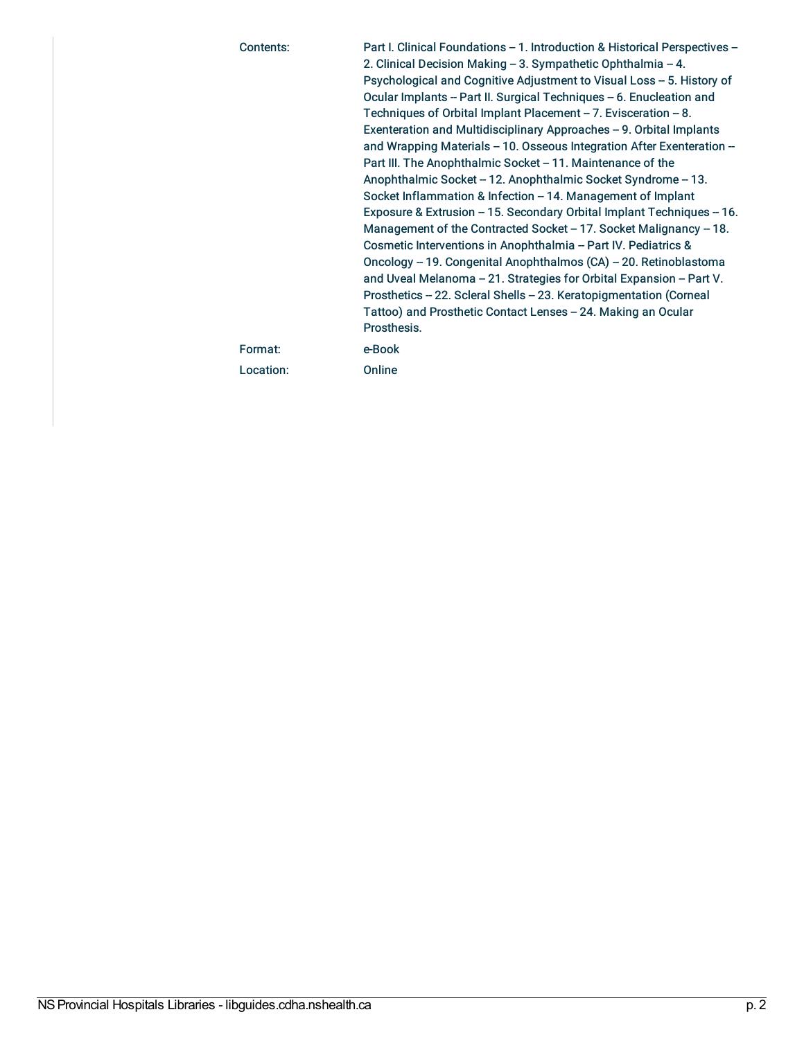| | |
|---|---|
| Contents: | Part I. Clinical Foundations -- 1. Introduction & Historical Perspectives -- 2. Clinical Decision Making -- 3. Sympathetic Ophthalmia -- 4. Psychological and Cognitive Adjustment to Visual Loss -- 5. History of Ocular Implants -- Part II. Surgical Techniques -- 6. Enucleation and Techniques of Orbital Implant Placement -- 7. Evisceration -- 8. Exenteration and Multidisciplinary Approaches -- 9. Orbital Implants and Wrapping Materials -- 10. Osseous Integration After Exenteration -- Part III. The Anophthalmic Socket -- 11. Maintenance of the Anophthalmic Socket -- 12. Anophthalmic Socket Syndrome -- 13. Socket Inflammation & Infection -- 14. Management of Implant Exposure & Extrusion -- 15. Secondary Orbital Implant Techniques -- 16. Management of the Contracted Socket -- 17. Socket Malignancy -- 18. Cosmetic Interventions in Anophthalmia -- Part IV. Pediatrics & Oncology -- 19. Congenital Anophthalmos (CA) -- 20. Retinoblastoma and Uveal Melanoma -- 21. Strategies for Orbital Expansion -- Part V. Prosthetics -- 22. Scleral Shells -- 23. Keratopigmentation (Corneal Tattoo) and Prosthetic Contact Lenses -- 24. Making an Ocular Prosthesis. |
| Format: | e-Book |
| Location: | Online |